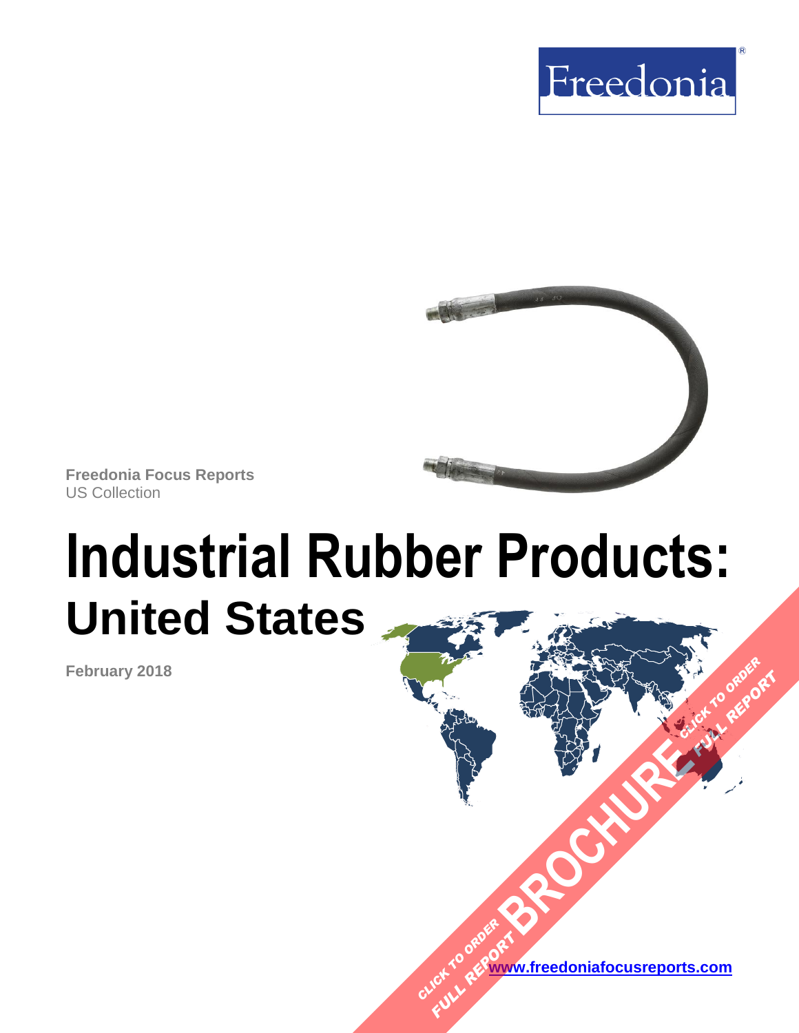Freedonia

Freedonia Focus Reports
US Collection

# Industrial Rubber Products:
## United States

February 2018

CLICK TO ORDER FULL REPORT BROCHURE CLICK TO ORDER FULL REPORT

www.freedoniafocusreports.com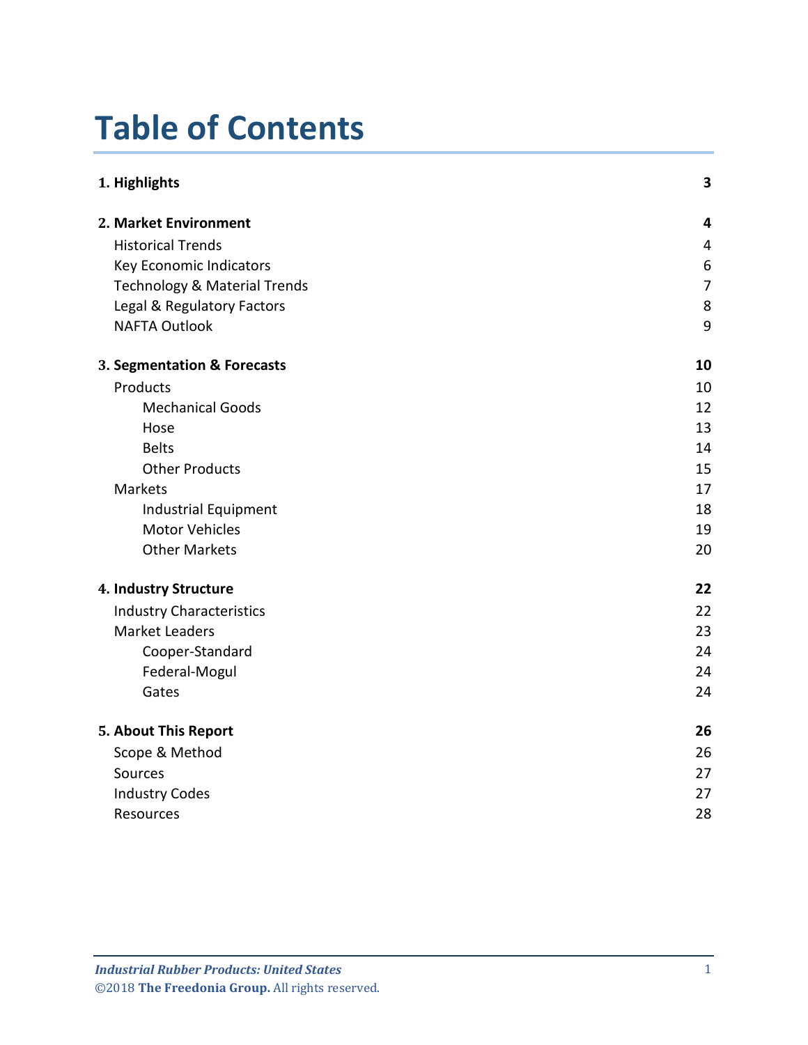# Table of Contents

| | |
|---|---|
| **1. Highlights** | **3** |
| **2. Market Environment** | **4** |
| Historical Trends | 4 |
| Key Economic Indicators | 6 |
| Technology & Material Trends | 7 |
| Legal & Regulatory Factors | 8 |
| NAFTA Outlook | 9 |
| **3. Segmentation & Forecasts** | **10** |
| Products | 10 |
| Mechanical Goods | 12 |
| Hose | 13 |
| Belts | 14 |
| Other Products | 15 |
| Markets | 17 |
| Industrial Equipment | 18 |
| Motor Vehicles | 19 |
| Other Markets | 20 |
| **4. Industry Structure** | **22** |
| Industry Characteristics | 22 |
| Market Leaders | 23 |
| Cooper-Standard | 24 |
| Federal-Mogul | 24 |
| Gates | 24 |
| **5. About This Report** | **26** |
| Scope & Method | 26 |
| Sources | 27 |
| Industry Codes | 27 |
| Resources | 28 |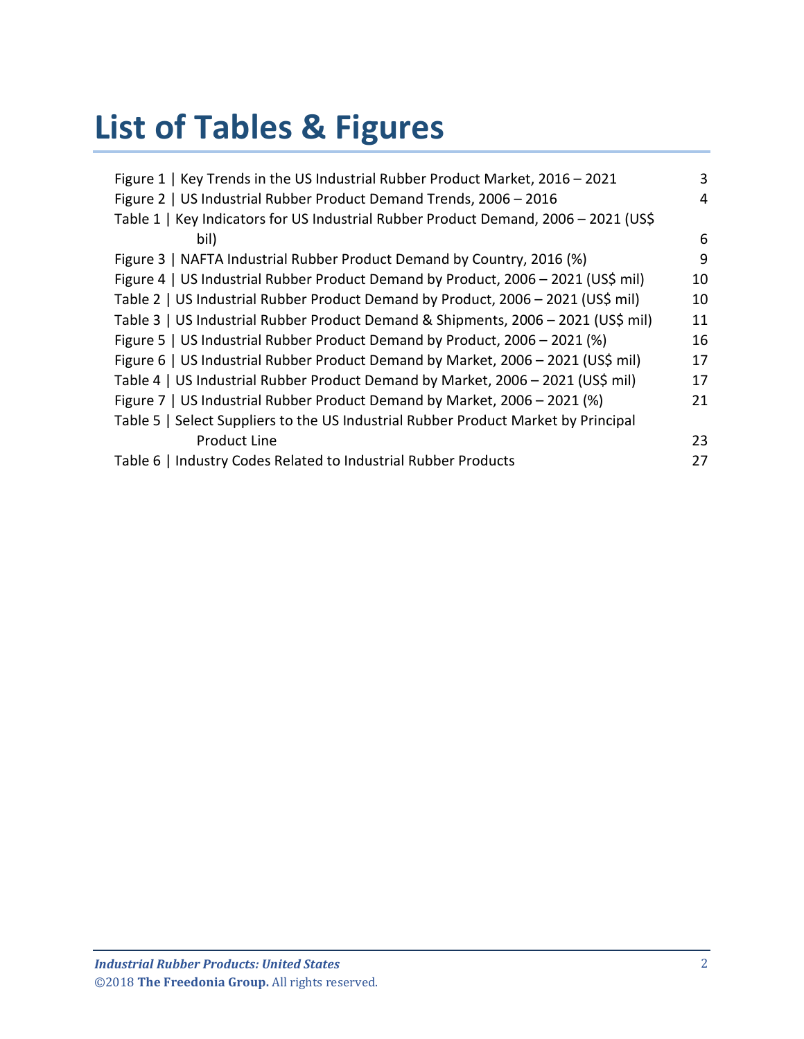# List of Tables & Figures

| | |
|---|---|
| Figure 1 \| Key Trends in the US Industrial Rubber Product Market, 2016 – 2021 | 3 |
| Figure 2 \| US Industrial Rubber Product Demand Trends, 2006 – 2016 | 4 |
| Table 1 \| Key Indicators for US Industrial Rubber Product Demand, 2006 – 2021 (US$ bil) | 6 |
| Figure 3 \| NAFTA Industrial Rubber Product Demand by Country, 2016 (%) | 9 |
| Figure 4 \| US Industrial Rubber Product Demand by Product, 2006 – 2021 (US$ mil) | 10 |
| Table 2 \| US Industrial Rubber Product Demand by Product, 2006 – 2021 (US$ mil) | 10 |
| Table 3 \| US Industrial Rubber Product Demand & Shipments, 2006 – 2021 (US$ mil) | 11 |
| Figure 5 \| US Industrial Rubber Product Demand by Product, 2006 – 2021 (%) | 16 |
| Figure 6 \| US Industrial Rubber Product Demand by Market, 2006 – 2021 (US$ mil) | 17 |
| Table 4 \| US Industrial Rubber Product Demand by Market, 2006 – 2021 (US$ mil) | 17 |
| Figure 7 \| US Industrial Rubber Product Demand by Market, 2006 – 2021 (%) | 21 |
| Table 5 \| Select Suppliers to the US Industrial Rubber Product Market by Principal Product Line | 23 |
| Table 6 \| Industry Codes Related to Industrial Rubber Products | 27 |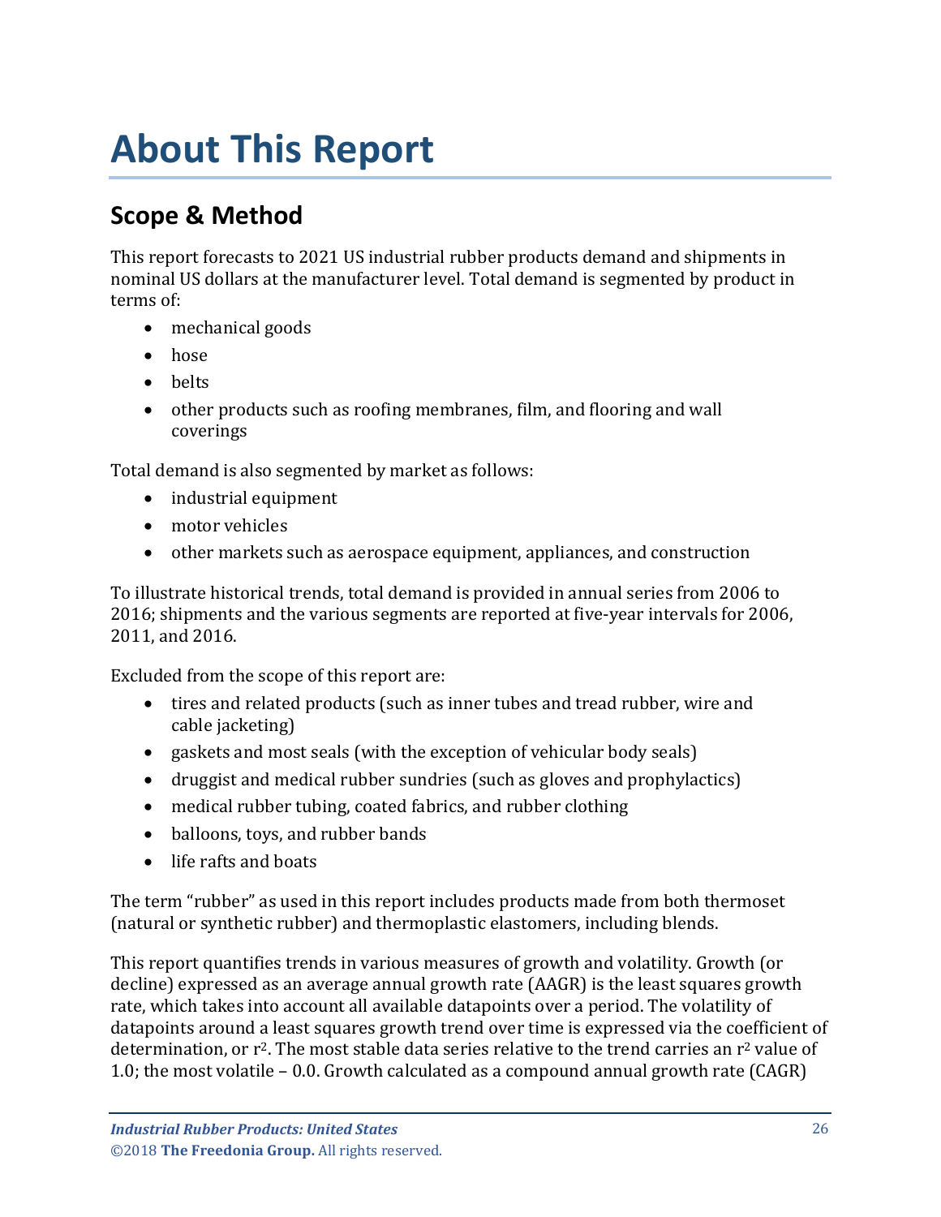# About This Report

## Scope & Method

This report forecasts to 2021 US industrial rubber products demand and shipments in nominal US dollars at the manufacturer level. Total demand is segmented by product in terms of:

- mechanical goods
- hose
- belts
- other products such as roofing membranes, film, and flooring and wall coverings

Total demand is also segmented by market as follows:

- industrial equipment
- motor vehicles
- other markets such as aerospace equipment, appliances, and construction

To illustrate historical trends, total demand is provided in annual series from 2006 to 2016; shipments and the various segments are reported at five-year intervals for 2006, 2011, and 2016.

Excluded from the scope of this report are:

- tires and related products (such as inner tubes and tread rubber, wire and cable jacketing)
- gaskets and most seals (with the exception of vehicular body seals)
- druggist and medical rubber sundries (such as gloves and prophylactics)
- medical rubber tubing, coated fabrics, and rubber clothing
- balloons, toys, and rubber bands
- life rafts and boats

The term "rubber" as used in this report includes products made from both thermoset (natural or synthetic rubber) and thermoplastic elastomers, including blends.

This report quantifies trends in various measures of growth and volatility. Growth (or decline) expressed as an average annual growth rate (AAGR) is the least squares growth rate, which takes into account all available datapoints over a period. The volatility of datapoints around a least squares growth trend over time is expressed via the coefficient of determination, or $r^2$. The most stable data series relative to the trend carries an $r^2$ value of 1.0; the most volatile – 0.0. Growth calculated as a compound annual growth rate (CAGR)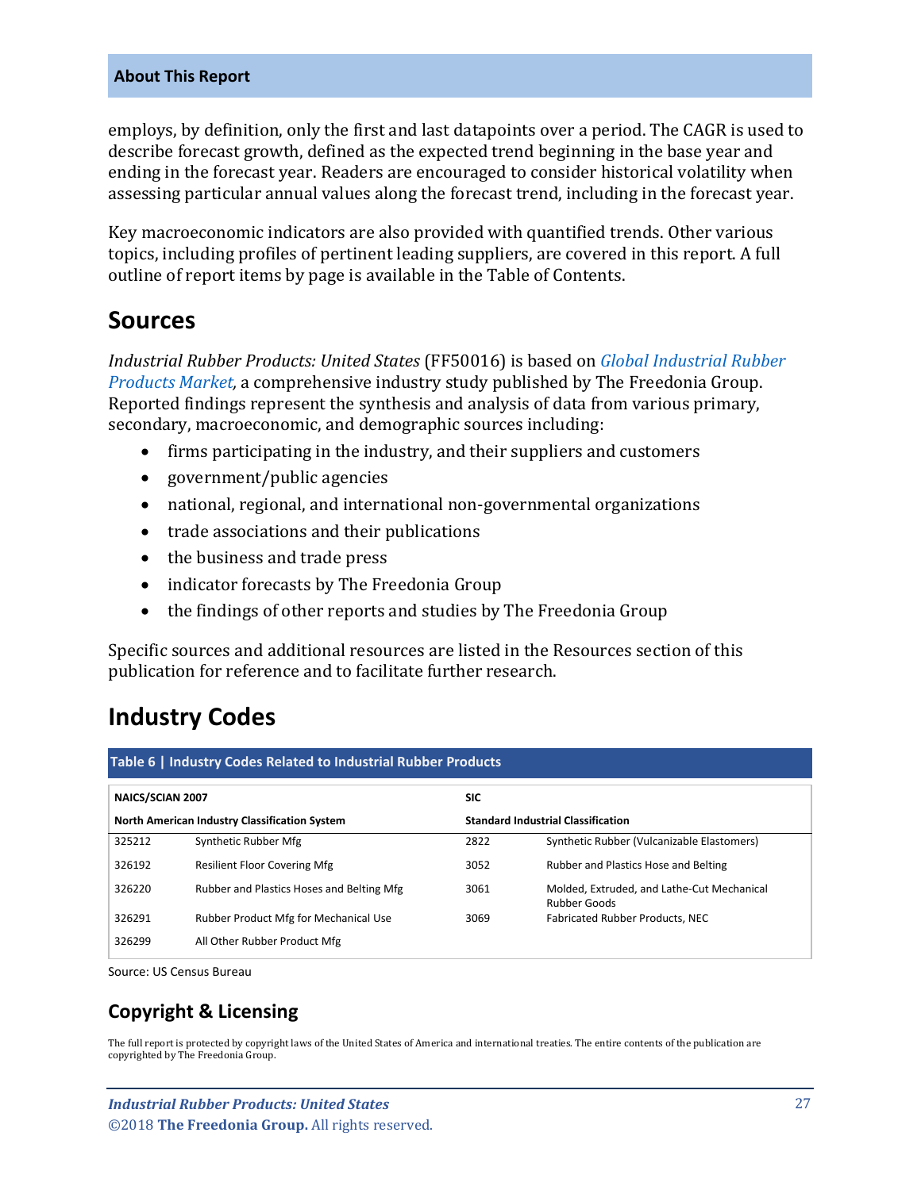employs, by definition, only the first and last datapoints over a period. The CAGR is used to describe forecast growth, defined as the expected trend beginning in the base year and ending in the forecast year. Readers are encouraged to consider historical volatility when assessing particular annual values along the forecast trend, including in the forecast year.

Key macroeconomic indicators are also provided with quantified trends. Other various topics, including profiles of pertinent leading suppliers, are covered in this report. A full outline of report items by page is available in the Table of Contents.

## Sources

*Industrial Rubber Products: United States* (FF50016) is based on *Global Industrial Rubber Products Market,* a comprehensive industry study published by The Freedonia Group. Reported findings represent the synthesis and analysis of data from various primary, secondary, macroeconomic, and demographic sources including:

- firms participating in the industry, and their suppliers and customers
- government/public agencies
- national, regional, and international non-governmental organizations
- trade associations and their publications
- the business and trade press
- indicator forecasts by The Freedonia Group
- the findings of other reports and studies by The Freedonia Group

Specific sources and additional resources are listed in the Resources section of this publication for reference and to facilitate further research.

## Industry Codes

**Table 6 | Industry Codes Related to Industrial Rubber Products**

| NAICS/SCIAN 2007 | | SIC | |
|---|---|---|---|
| **North American Industry Classification System** | | **Standard Industrial Classification** | |
| 325212 | Synthetic Rubber Mfg | 2822 | Synthetic Rubber (Vulcanizable Elastomers) |
| 326192 | Resilient Floor Covering Mfg | 3052 | Rubber and Plastics Hose and Belting |
| 326220 | Rubber and Plastics Hoses and Belting Mfg | 3061 | Molded, Extruded, and Lathe-Cut Mechanical Rubber Goods |
| 326291 | Rubber Product Mfg for Mechanical Use | 3069 | Fabricated Rubber Products, NEC |
| 326299 | All Other Rubber Product Mfg | | |

Source: US Census Bureau

### Copyright & Licensing

The full report is protected by copyright laws of the United States of America and international treaties. The entire contents of the publication are copyrighted by The Freedonia Group.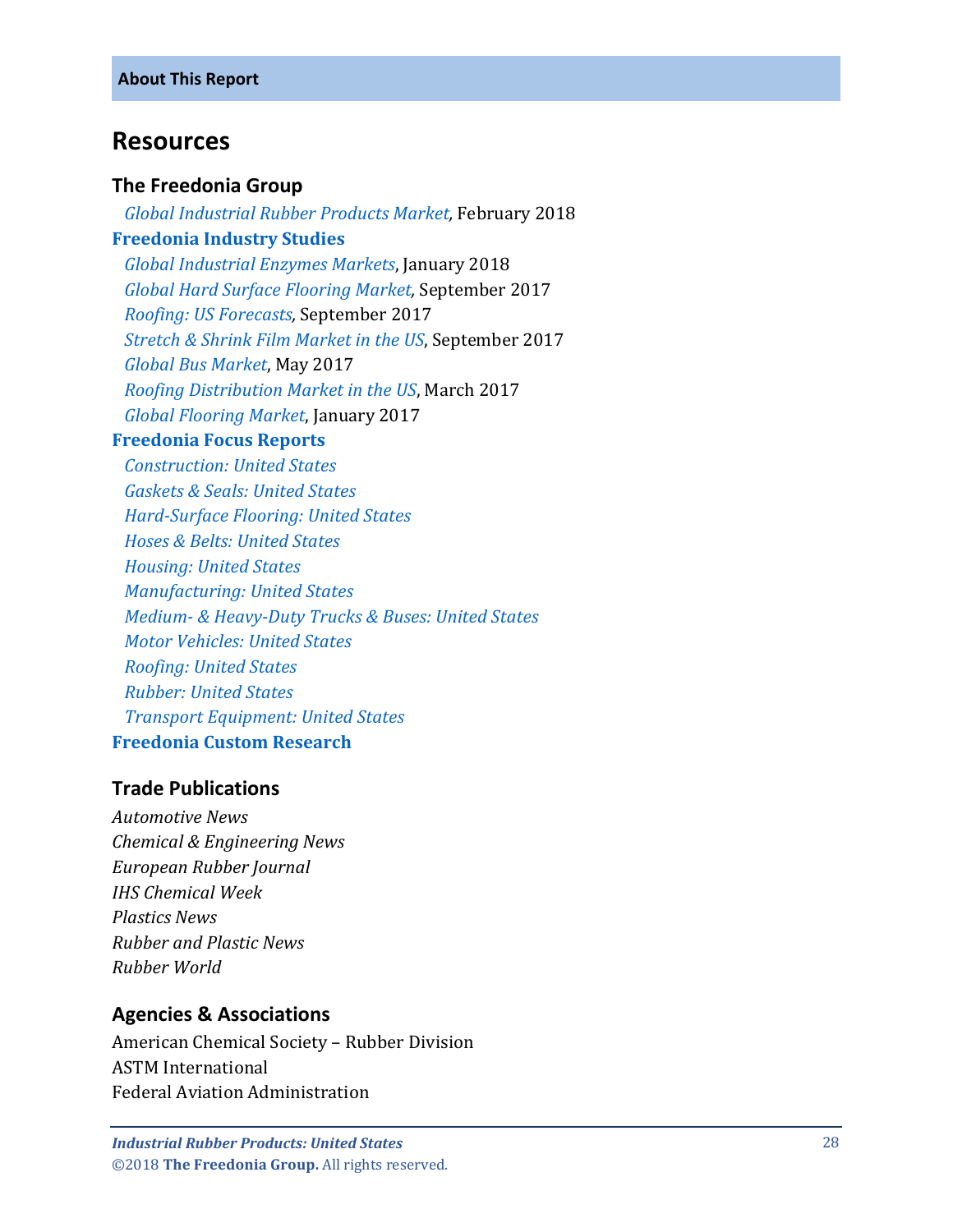**About This Report**

# Resources

## The Freedonia Group

*Global Industrial Rubber Products Market,* February 2018

### Freedonia Industry Studies

*Global Industrial Enzymes Markets*, January 2018
*Global Hard Surface Flooring Market,* September 2017
*Roofing: US Forecasts,* September 2017
*Stretch & Shrink Film Market in the US*, September 2017
*Global Bus Market*, May 2017
*Roofing Distribution Market in the US*, March 2017
*Global Flooring Market*, January 2017

### Freedonia Focus Reports

*Construction: United States*
*Gaskets & Seals: United States*
*Hard-Surface Flooring: United States*
*Hoses & Belts: United States*
*Housing: United States*
*Manufacturing: United States*
*Medium- & Heavy-Duty Trucks & Buses: United States*
*Motor Vehicles: United States*
*Roofing: United States*
*Rubber: United States*
*Transport Equipment: United States*

### Freedonia Custom Research

## Trade Publications

*Automotive News*
*Chemical & Engineering News*
*European Rubber Journal*
*IHS Chemical Week*
*Plastics News*
*Rubber and Plastic News*
*Rubber World*

## Agencies & Associations

American Chemical Society – Rubber Division
ASTM International
Federal Aviation Administration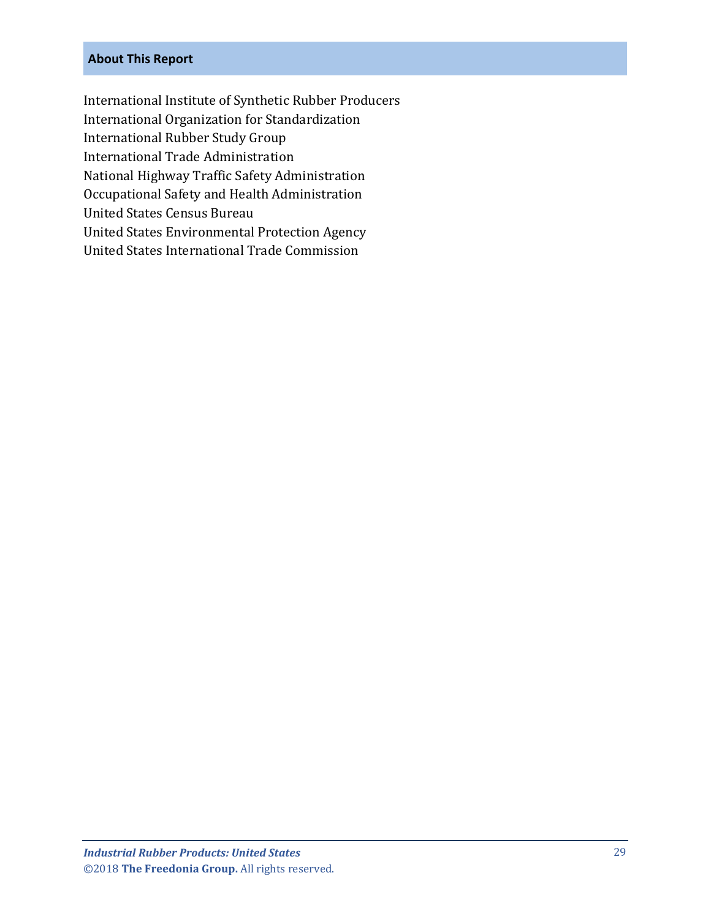International Institute of Synthetic Rubber Producers
International Organization for Standardization
International Rubber Study Group
International Trade Administration
National Highway Traffic Safety Administration
Occupational Safety and Health Administration
United States Census Bureau
United States Environmental Protection Agency
United States International Trade Commission